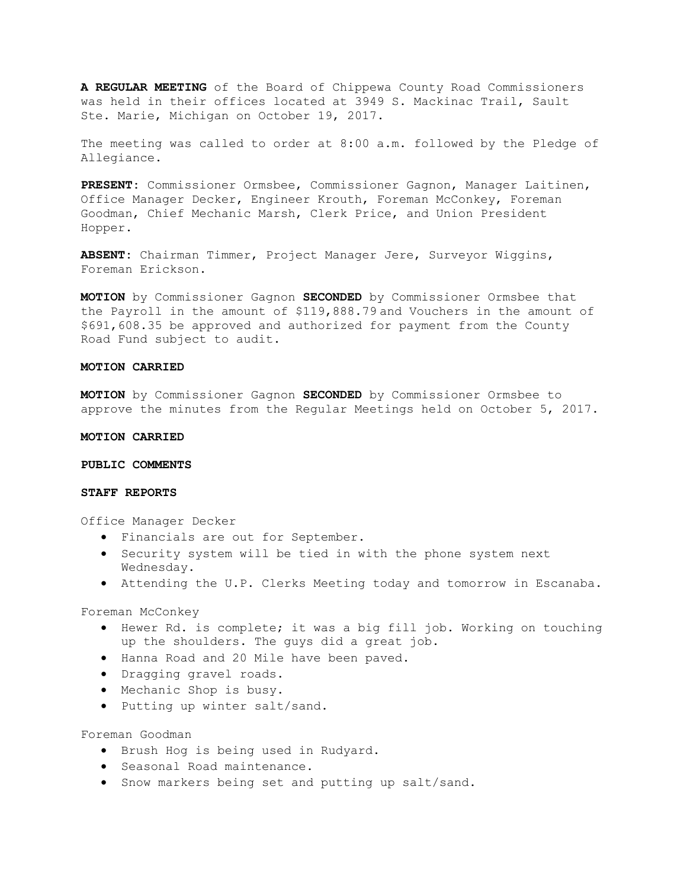**A REGULAR MEETING** of the Board of Chippewa County Road Commissioners was held in their offices located at 3949 S. Mackinac Trail, Sault Ste. Marie, Michigan on October 19, 2017.

The meeting was called to order at 8:00 a.m. followed by the Pledge of Allegiance.

**PRESENT**: Commissioner Ormsbee, Commissioner Gagnon, Manager Laitinen, Office Manager Decker, Engineer Krouth, Foreman McConkey, Foreman Goodman, Chief Mechanic Marsh, Clerk Price, and Union President Hopper.

**ABSENT**: Chairman Timmer, Project Manager Jere, Surveyor Wiggins, Foreman Erickson.

**MOTION** by Commissioner Gagnon **SECONDED** by Commissioner Ormsbee that the Payroll in the amount of $119,888.79 and Vouchers in the amount of $691,608.35 be approved and authorized for payment from the County Road Fund subject to audit.

**MOTION CARRIED**

**MOTION** by Commissioner Gagnon **SECONDED** by Commissioner Ormsbee to approve the minutes from the Regular Meetings held on October 5, 2017.

**MOTION CARRIED**

**PUBLIC COMMENTS**

**STAFF REPORTS**

Office Manager Decker

- Financials are out for September.
- Security system will be tied in with the phone system next Wednesday.
- Attending the U.P. Clerks Meeting today and tomorrow in Escanaba.

Foreman McConkey

- Hewer Rd. is complete; it was a big fill job. Working on touching up the shoulders. The guys did a great job.
- Hanna Road and 20 Mile have been paved.
- Dragging gravel roads.
- Mechanic Shop is busy.
- Putting up winter salt/sand.

Foreman Goodman

- Brush Hog is being used in Rudyard.
- Seasonal Road maintenance.
- Snow markers being set and putting up salt/sand.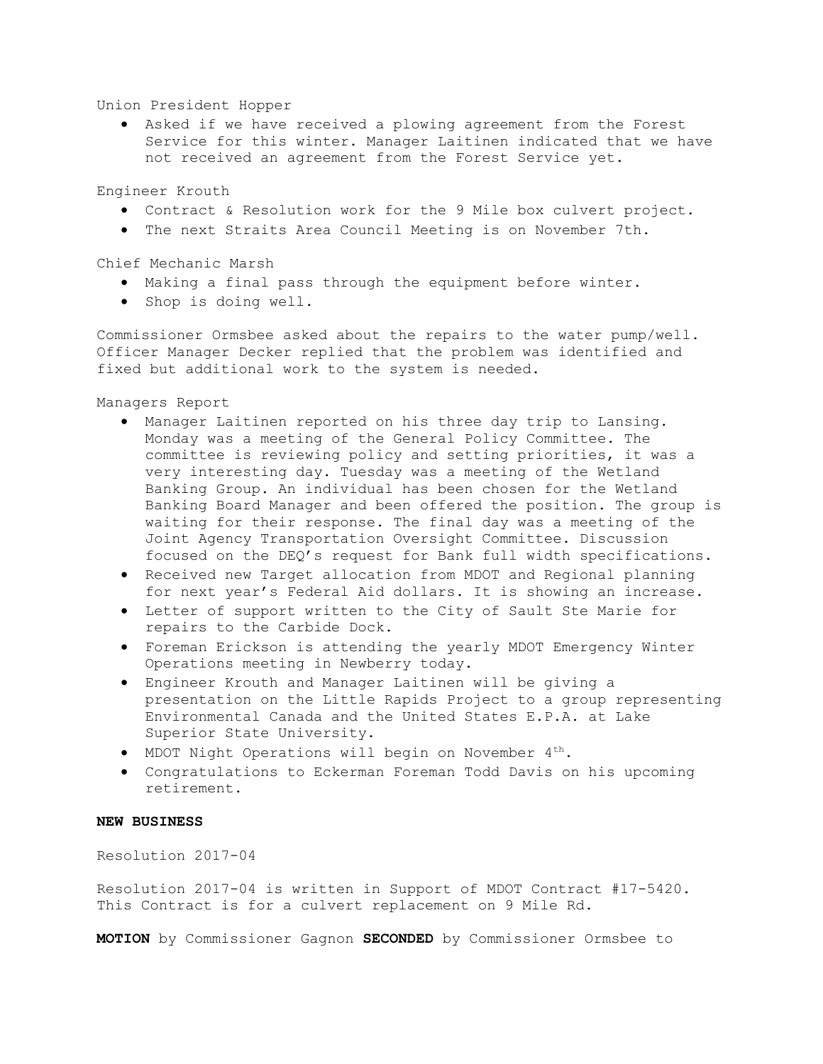Union President Hopper

- Asked if we have received a plowing agreement from the Forest Service for this winter. Manager Laitinen indicated that we have not received an agreement from the Forest Service yet.

Engineer Krouth

- Contract & Resolution work for the 9 Mile box culvert project.
- The next Straits Area Council Meeting is on November 7th.

Chief Mechanic Marsh

- Making a final pass through the equipment before winter.
- Shop is doing well.

Commissioner Ormsbee asked about the repairs to the water pump/well. Officer Manager Decker replied that the problem was identified and fixed but additional work to the system is needed.

Managers Report

- Manager Laitinen reported on his three day trip to Lansing. Monday was a meeting of the General Policy Committee. The committee is reviewing policy and setting priorities, it was a very interesting day. Tuesday was a meeting of the Wetland Banking Group. An individual has been chosen for the Wetland Banking Board Manager and been offered the position. The group is waiting for their response. The final day was a meeting of the Joint Agency Transportation Oversight Committee. Discussion focused on the DEQ's request for Bank full width specifications.
- Received new Target allocation from MDOT and Regional planning for next year's Federal Aid dollars. It is showing an increase.
- Letter of support written to the City of Sault Ste Marie for repairs to the Carbide Dock.
- Foreman Erickson is attending the yearly MDOT Emergency Winter Operations meeting in Newberry today.
- Engineer Krouth and Manager Laitinen will be giving a presentation on the Little Rapids Project to a group representing Environmental Canada and the United States E.P.A. at Lake Superior State University.
- MDOT Night Operations will begin on November 4th.
- Congratulations to Eckerman Foreman Todd Davis on his upcoming retirement.

**NEW BUSINESS**

Resolution 2017-04

Resolution 2017-04 is written in Support of MDOT Contract #17-5420. This Contract is for a culvert replacement on 9 Mile Rd.

**MOTION** by Commissioner Gagnon **SECONDED** by Commissioner Ormsbee to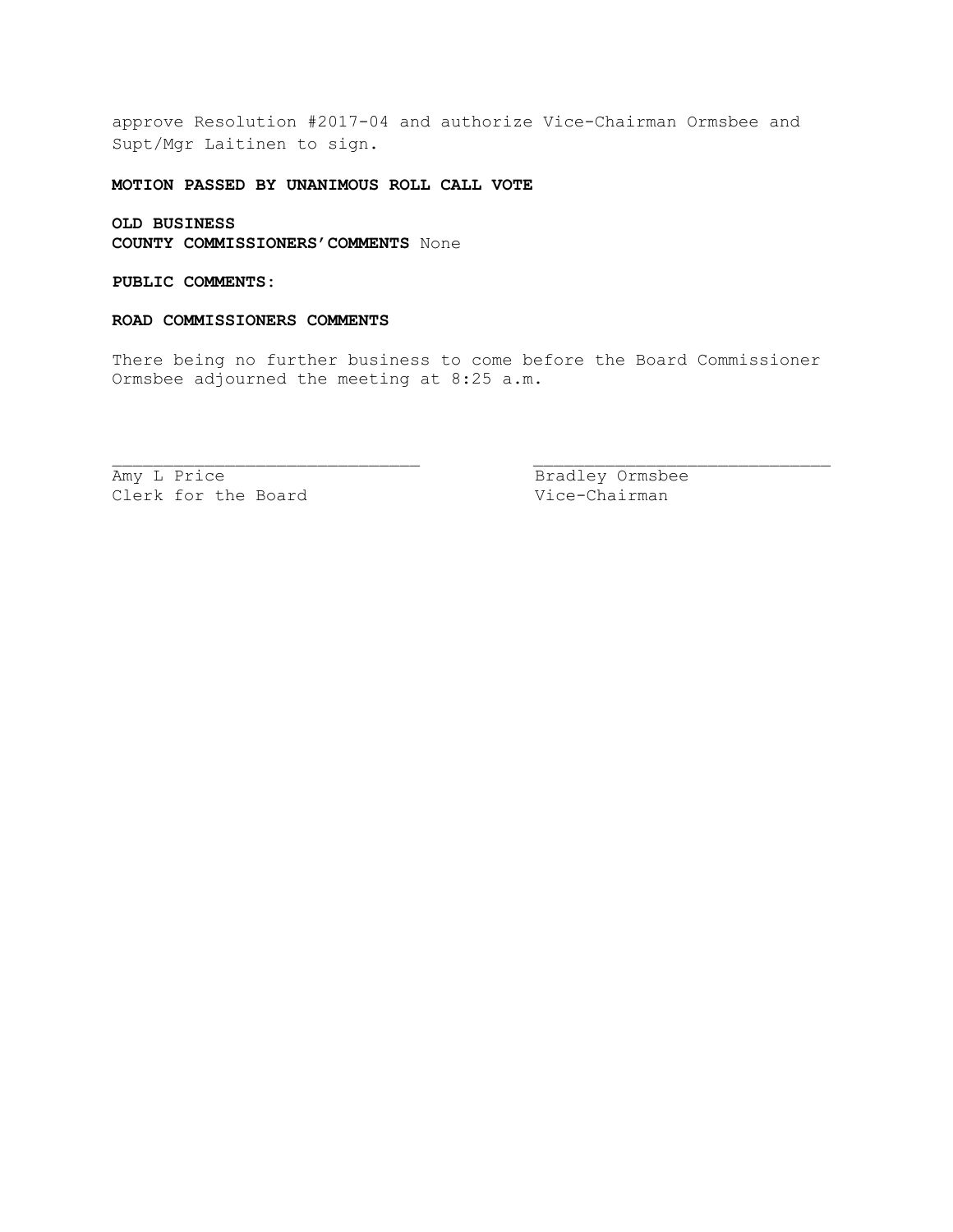approve Resolution #2017-04 and authorize Vice-Chairman Ormsbee and Supt/Mgr Laitinen to sign.

**MOTION PASSED BY UNANIMOUS ROLL CALL VOTE**

**OLD BUSINESS**

**COUNTY COMMISSIONERS'COMMENTS** None

**PUBLIC COMMENTS:**

**ROAD COMMISSIONERS COMMENTS**

There being no further business to come before the Board Commissioner Ormsbee adjourned the meeting at 8:25 a.m.

| | |
|---|---|
| ______________________________ | ______________________________ |
| Amy L Price | Bradley Ormsbee |
| Clerk for the Board | Vice-Chairman |